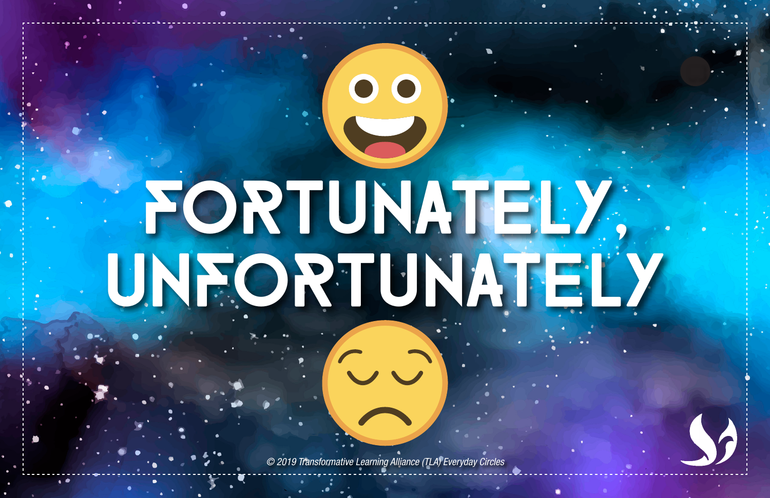# FORTUNATELY, UNFORTUNATELY

© 2019 Transformative Learning Alliance (TLA) Everyday Circles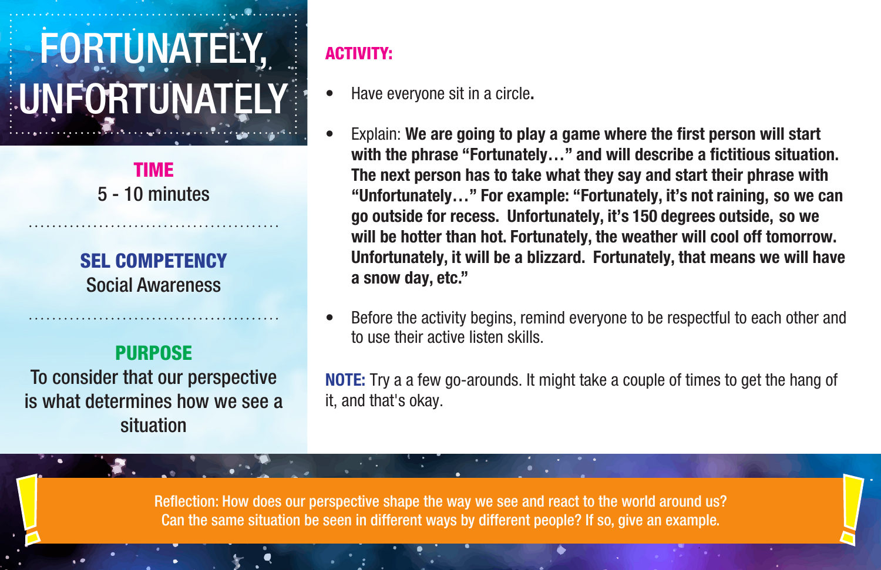# FORTUNATELY, UNFORTUNATELY

**TIME**

5 - 10 minutes

**SEL COMPETENCY**

Social Awareness

**PURPOSE**

To consider that our perspective is what determines how we see a situation

**ACTIVITY:**

- Have everyone sit in a circle.
- Explain: **We are going to play a game where the first person will start with the phrase "Fortunately…" and will describe a fictitious situation. The next person has to take what they say and start their phrase with "Unfortunately…" For example: "Fortunately, it's not raining, so we can go outside for recess. Unfortunately, it's 150 degrees outside, so we will be hotter than hot. Fortunately, the weather will cool off tomorrow. Unfortunately, it will be a blizzard. Fortunately, that means we will have a snow day, etc."**
- Before the activity begins, remind everyone to be respectful to each other and to use their active listen skills.

**NOTE:** Try a a few go-arounds. It might take a couple of times to get the hang of it, and that's okay.

Reflection: How does our perspective shape the way we see and react to the world around us? Can the same situation be seen in different ways by different people? If so, give an example.